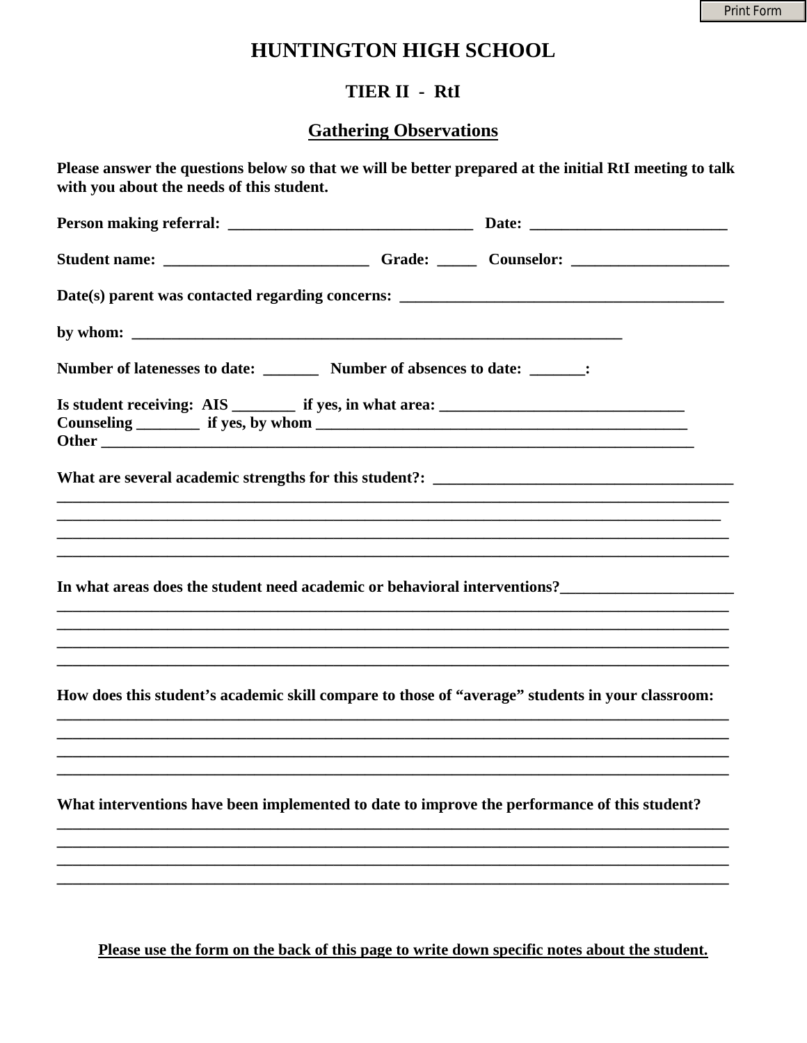# HUNTINGTON HIGH SCHOOL

## TIER II - RtI

### Gathering Observations

**Please answer the questions below so that we will be better prepared at the initial RtI meeting to talk with you about the needs of this student.**

**Person making referral:** _______________________________ **Date:** ________________________

**Student name:** __________________________ **Grade:** _____ **Counselor:** ____________________

**Date(s) parent was contacted regarding concerns:** _________________________________________

**by whom:** _______________________________________________________________

**Number of latenesses to date:** _______ **Number of absences to date:** _______:

**Is student receiving: AIS** ________ **if yes, in what area:** _______________________________
**Counseling** ________ **if yes, by whom** _____________________________________________
**Other** ___________________________________________________________________________

**What are several academic strengths for this student?:** ______________________________________
_____________________________________________________________________________________
_____________________________________________________________________________________
_____________________________________________________________________________________
_____________________________________________________________________________________

**In what areas does the student need academic or behavioral interventions?**______________________
_____________________________________________________________________________________
_____________________________________________________________________________________
_____________________________________________________________________________________
_____________________________________________________________________________________

**How does this student's academic skill compare to those of "average" students in your classroom:**
_____________________________________________________________________________________
_____________________________________________________________________________________
_____________________________________________________________________________________
_____________________________________________________________________________________

**What interventions have been implemented to date to improve the performance of this student?**
_____________________________________________________________________________________
_____________________________________________________________________________________
_____________________________________________________________________________________
_____________________________________________________________________________________

**<u>Please use the form on the back of this page to write down specific notes about the student.</u>**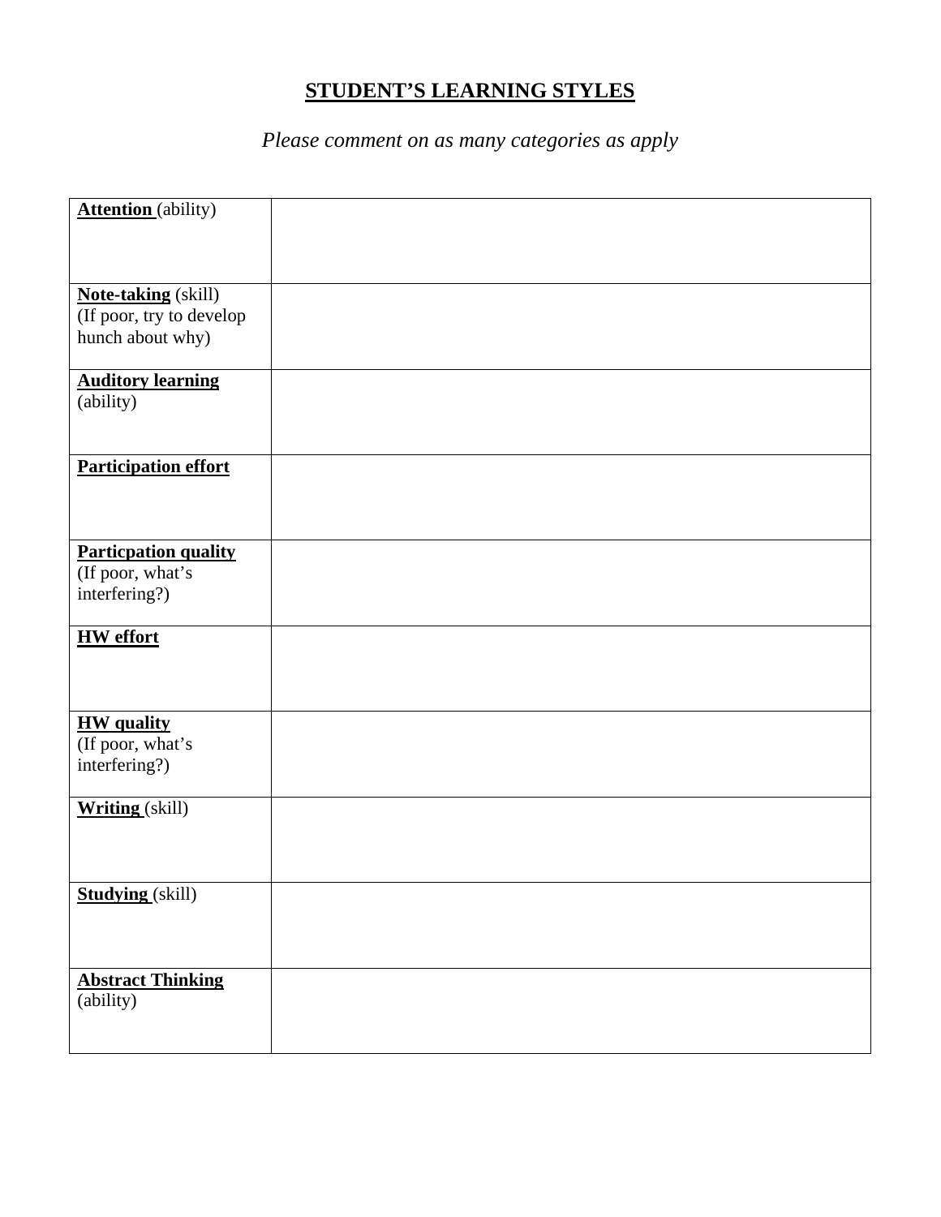# **STUDENT'S LEARNING STYLES**

*Please comment on as many categories as apply*

| | |
|---|---|
| **Attention** (ability) | |
| **Note-taking** (skill) (If poor, try to develop hunch about why) | |
| **Auditory learning** (ability) | |
| **Participation effort** | |
| **Particpation quality** (If poor, what's interfering?) | |
| **HW effort** | |
| **HW quality** (If poor, what's interfering?) | |
| **Writing** (skill) | |
| **Studying** (skill) | |
| **Abstract Thinking** (ability) | |